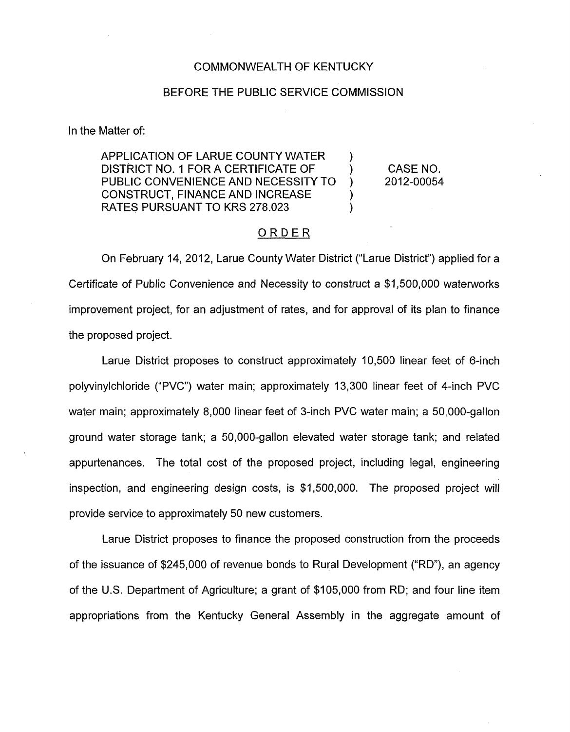COMMONWEALTH OF KENTUCKY

BEFORE THE PUBLIC SERVICE COMMISSION

In the Matter of:

| | | |
|---|---|---|
| APPLICATION OF LARUE COUNTY WATER DISTRICT NO. 1 FOR A CERTIFICATE OF PUBLIC CONVENIENCE AND NECESSITY TO CONSTRUCT, FINANCE AND INCREASE RATES PURSUANT TO KRS 278.023 | ) ) ) ) ) | CASE NO. 2012-00054 |

## ORDER

On February 14, 2012, Larue County Water District ("Larue District") applied for a Certificate of Public Convenience and Necessity to construct a $1,500,000 waterworks improvement project, for an adjustment of rates, and for approval of its plan to finance the proposed project.

Larue District proposes to construct approximately 10,500 linear feet of 6-inch polyvinylchloride ("PVC") water main; approximately 13,300 linear feet of 4-inch PVC water main; approximately 8,000 linear feet of 3-inch PVC water main; a 50,000-gallon ground water storage tank; a 50,000-gallon elevated water storage tank; and related appurtenances. The total cost of the proposed project, including legal, engineering inspection, and engineering design costs, is $1,500,000. The proposed project will provide service to approximately 50 new customers.

Larue District proposes to finance the proposed construction from the proceeds of the issuance of $245,000 of revenue bonds to Rural Development ("RD"), an agency of the U.S. Department of Agriculture; a grant of $105,000 from RD; and four line item appropriations from the Kentucky General Assembly in the aggregate amount of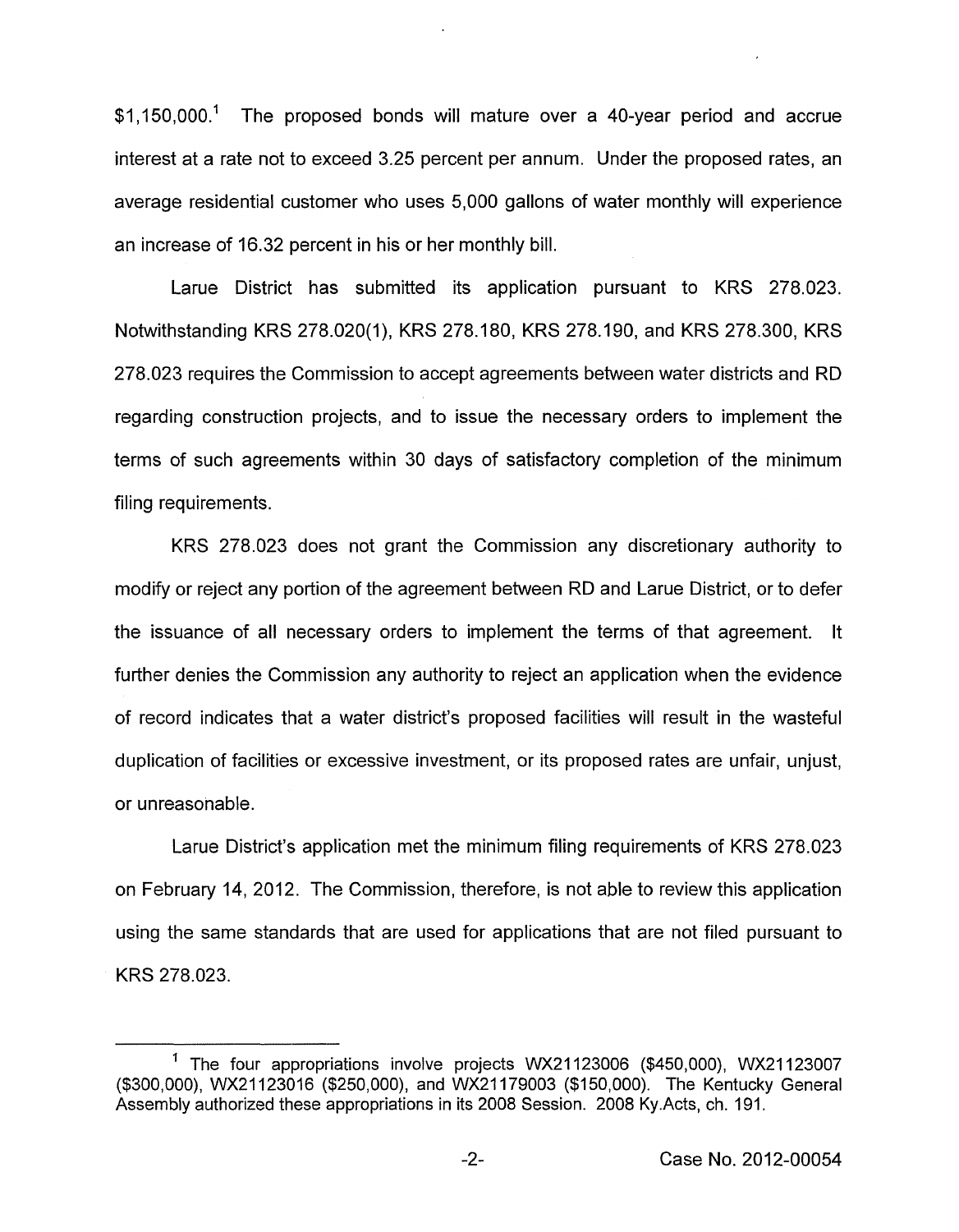$1,150,000.[1] The proposed bonds will mature over a 40-year period and accrue interest at a rate not to exceed 3.25 percent per annum. Under the proposed rates, an average residential customer who uses 5,000 gallons of water monthly will experience an increase of 16.32 percent in his or her monthly bill.

Larue District has submitted its application pursuant to KRS 278.023. Notwithstanding KRS 278.020(1), KRS 278.180, KRS 278.190, and KRS 278.300, KRS 278.023 requires the Commission to accept agreements between water districts and RD regarding construction projects, and to issue the necessary orders to implement the terms of such agreements within 30 days of satisfactory completion of the minimum filing requirements.

KRS 278.023 does not grant the Commission any discretionary authority to modify or reject any portion of the agreement between RD and Larue District, or to defer the issuance of all necessary orders to implement the terms of that agreement. It further denies the Commission any authority to reject an application when the evidence of record indicates that a water district's proposed facilities will result in the wasteful duplication of facilities or excessive investment, or its proposed rates are unfair, unjust, or unreasonable.

Larue District's application met the minimum filing requirements of KRS 278.023 on February 14, 2012. The Commission, therefore, is not able to review this application using the same standards that are used for applications that are not filed pursuant to KRS 278.023.

[1] The four appropriations involve projects WX21123006 ($450,000), WX21123007 ($300,000), WX21123016 ($250,000), and WX21179003 ($150,000). The Kentucky General Assembly authorized these appropriations in its 2008 Session. 2008 Ky.Acts, ch. 191.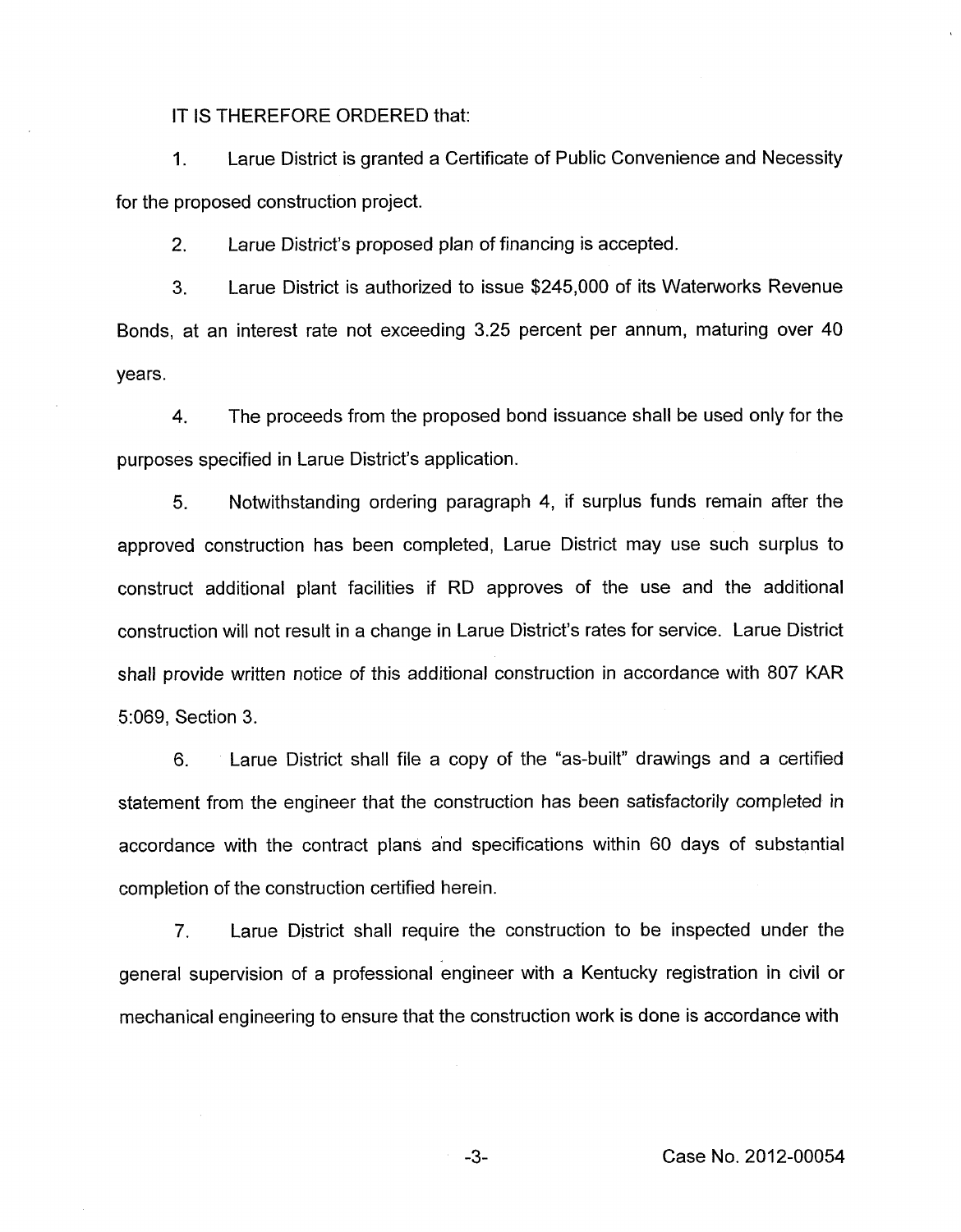IT IS THEREFORE ORDERED that:

1. Larue District is granted a Certificate of Public Convenience and Necessity for the proposed construction project.

2. Larue District's proposed plan of financing is accepted.

3. Larue District is authorized to issue $245,000 of its Waterworks Revenue Bonds, at an interest rate not exceeding 3.25 percent per annum, maturing over 40 years.

4. The proceeds from the proposed bond issuance shall be used only for the purposes specified in Larue District's application.

5. Notwithstanding ordering paragraph 4, if surplus funds remain after the approved construction has been completed, Larue District may use such surplus to construct additional plant facilities if RD approves of the use and the additional construction will not result in a change in Larue District's rates for service. Larue District shall provide written notice of this additional construction in accordance with 807 KAR 5:069, Section 3.

6. Larue District shall file a copy of the "as-built" drawings and a certified statement from the engineer that the construction has been satisfactorily completed in accordance with the contract plans and specifications within 60 days of substantial completion of the construction certified herein.

7. Larue District shall require the construction to be inspected under the general supervision of a professional engineer with a Kentucky registration in civil or mechanical engineering to ensure that the construction work is done is accordance with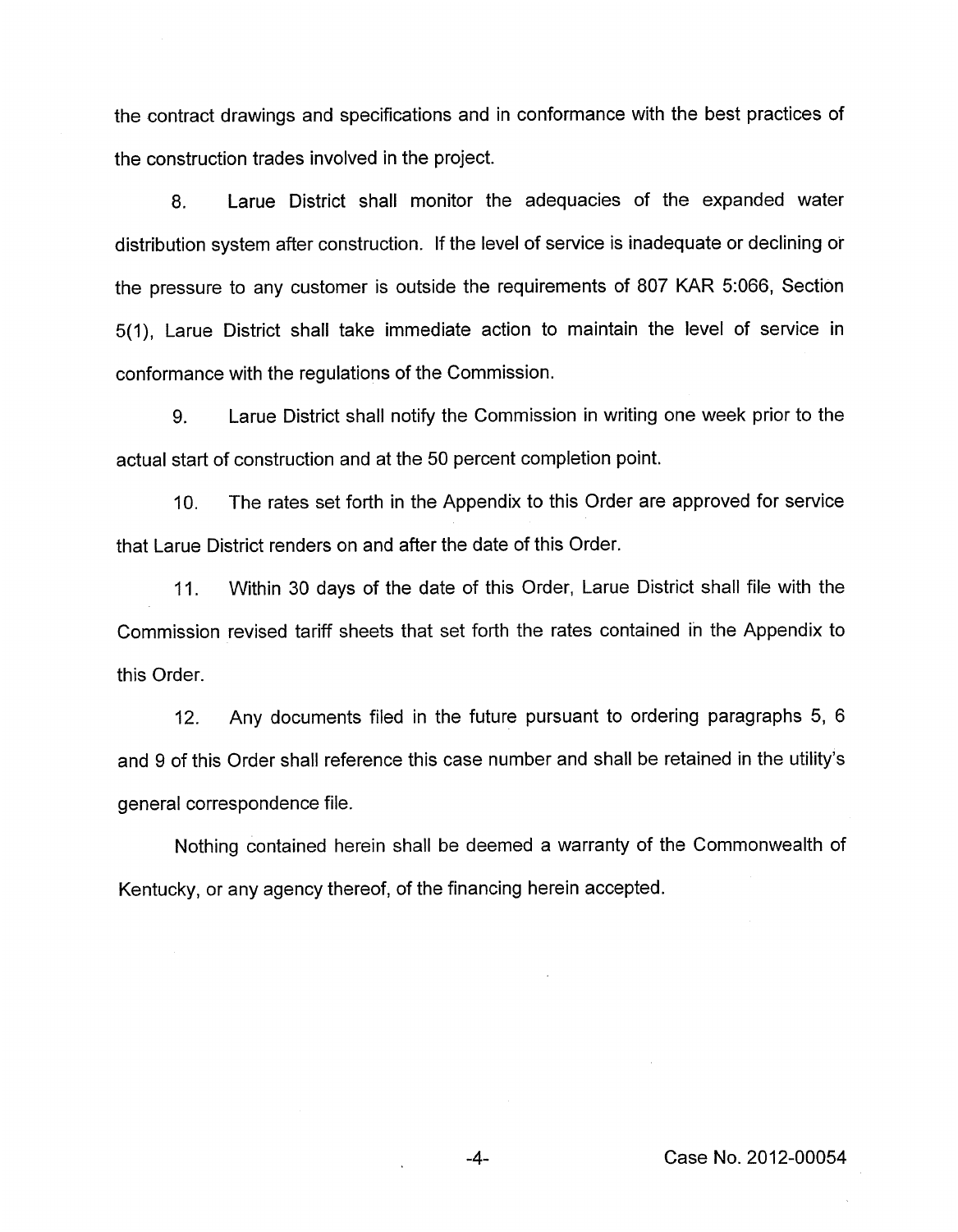the contract drawings and specifications and in conformance with the best practices of the construction trades involved in the project.

8. Larue District shall monitor the adequacies of the expanded water distribution system after construction. If the level of service is inadequate or declining or the pressure to any customer is outside the requirements of 807 KAR 5:066, Section 5(1), Larue District shall take immediate action to maintain the level of service in conformance with the regulations of the Commission.

9. Larue District shall notify the Commission in writing one week prior to the actual start of construction and at the 50 percent completion point.

10. The rates set forth in the Appendix to this Order are approved for service that Larue District renders on and after the date of this Order.

11. Within 30 days of the date of this Order, Larue District shall file with the Commission revised tariff sheets that set forth the rates contained in the Appendix to this Order.

12. Any documents filed in the future pursuant to ordering paragraphs 5, 6 and 9 of this Order shall reference this case number and shall be retained in the utility's general correspondence file.

Nothing contained herein shall be deemed a warranty of the Commonwealth of Kentucky, or any agency thereof, of the financing herein accepted.

Case No. 2012-00054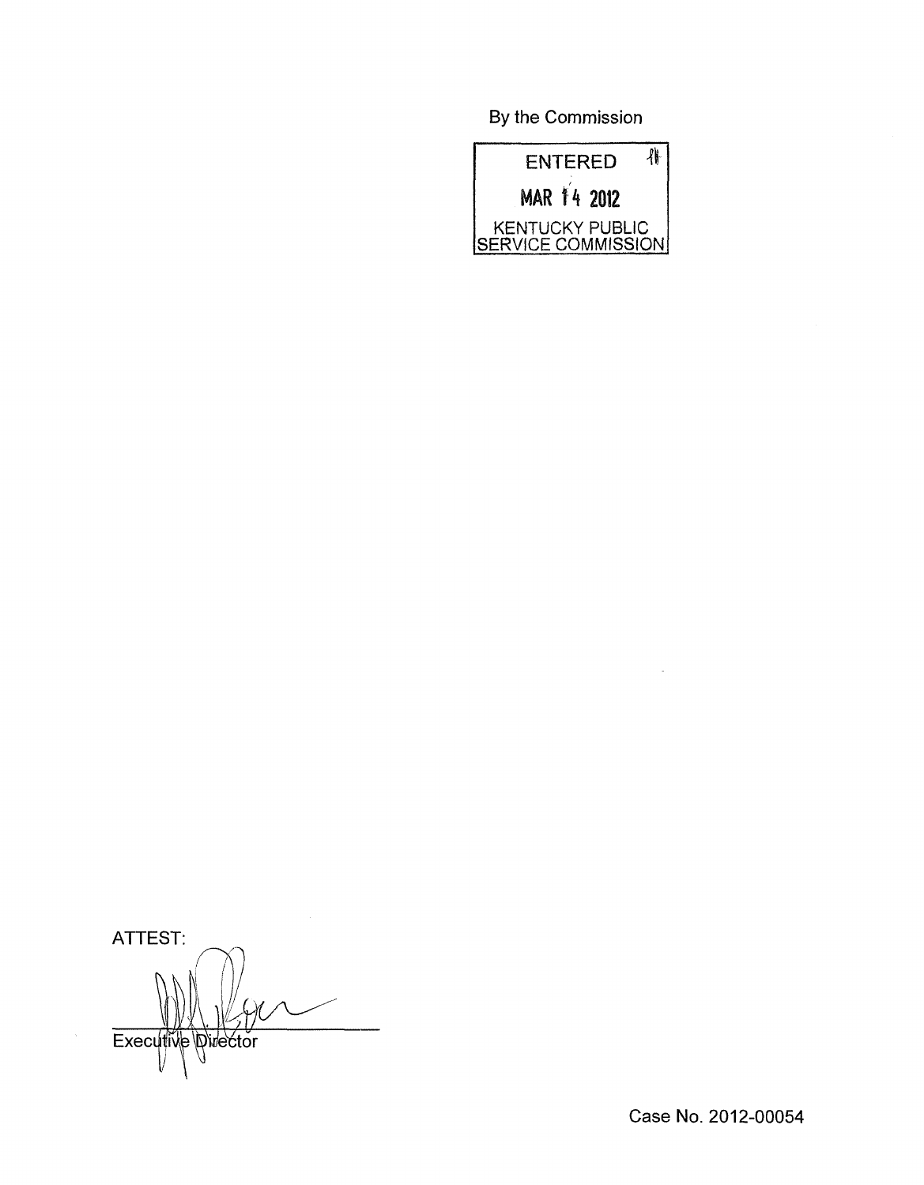By the Commission

ENTERED

MAR 14 2012

KENTUCKY PUBLIC SERVICE COMMISSION

ATTEST:

Executive Director

Case No. 2012-00054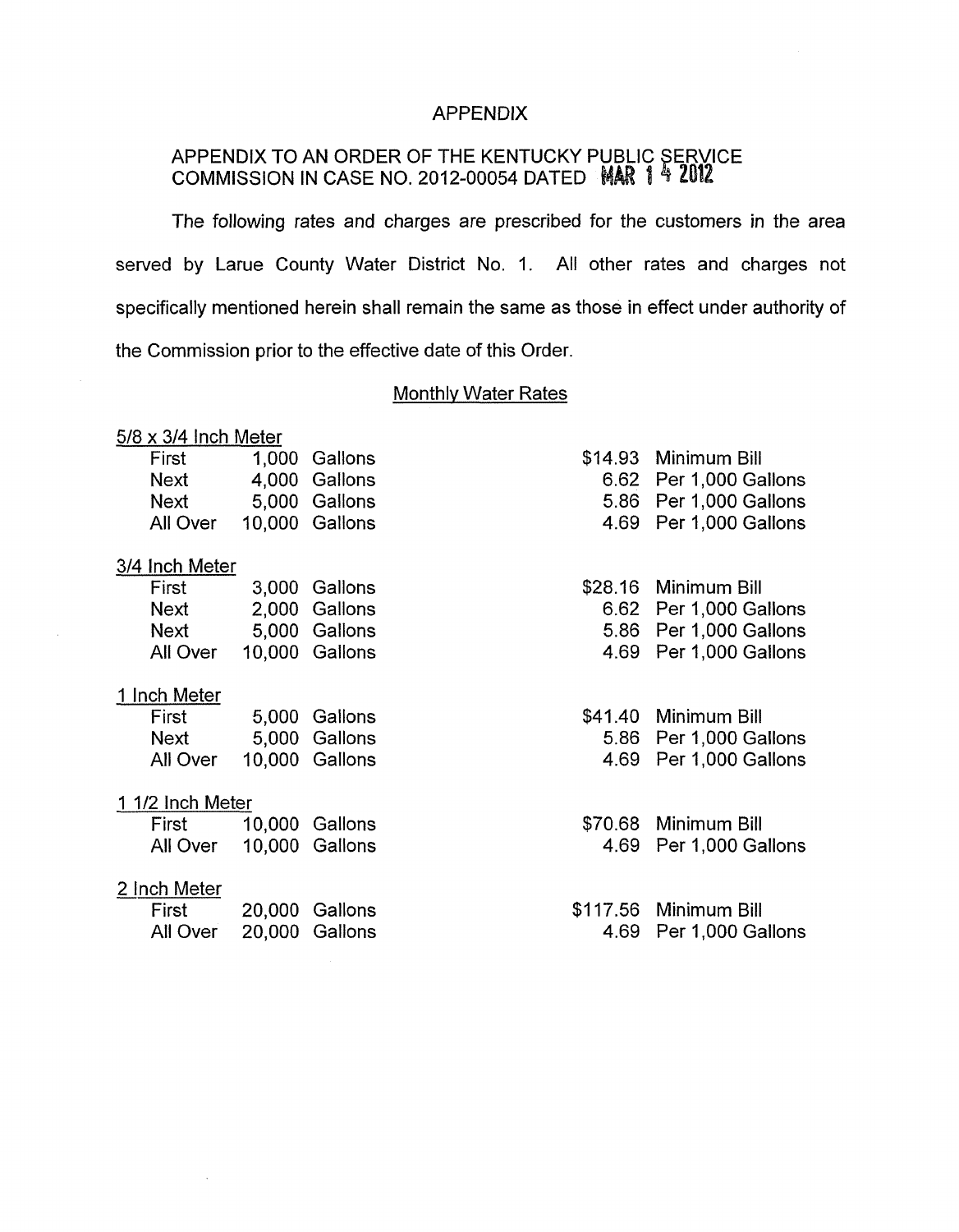# APPENDIX

## APPENDIX TO AN ORDER OF THE KENTUCKY PUBLIC SERVICE COMMISSION IN CASE NO. 2012-00054 DATED MAR 14 2012

The following rates and charges are prescribed for the customers in the area served by Larue County Water District No. 1. All other rates and charges not specifically mentioned herein shall remain the same as those in effect under authority of the Commission prior to the effective date of this Order.

### Monthly Water Rates

| Meter Size | Usage | Gallons | Rate | |
|---|---|---|---|---|
| **5/8 x 3/4 Inch Meter** | | | | |
| | First | 1,000 Gallons | $14.93 | Minimum Bill |
| | Next | 4,000 Gallons | 6.62 | Per 1,000 Gallons |
| | Next | 5,000 Gallons | 5.86 | Per 1,000 Gallons |
| | All Over | 10,000 Gallons | 4.69 | Per 1,000 Gallons |
| **3/4 Inch Meter** | | | | |
| | First | 3,000 Gallons | $28.16 | Minimum Bill |
| | Next | 2,000 Gallons | 6.62 | Per 1,000 Gallons |
| | Next | 5,000 Gallons | 5.86 | Per 1,000 Gallons |
| | All Over | 10,000 Gallons | 4.69 | Per 1,000 Gallons |
| **1 Inch Meter** | | | | |
| | First | 5,000 Gallons | $41.40 | Minimum Bill |
| | Next | 5,000 Gallons | 5.86 | Per 1,000 Gallons |
| | All Over | 10,000 Gallons | 4.69 | Per 1,000 Gallons |
| **1 1/2 Inch Meter** | | | | |
| | First | 10,000 Gallons | $70.68 | Minimum Bill |
| | All Over | 10,000 Gallons | 4.69 | Per 1,000 Gallons |
| **2 Inch Meter** | | | | |
| | First | 20,000 Gallons | $117.56 | Minimum Bill |
| | All Over | 20,000 Gallons | 4.69 | Per 1,000 Gallons |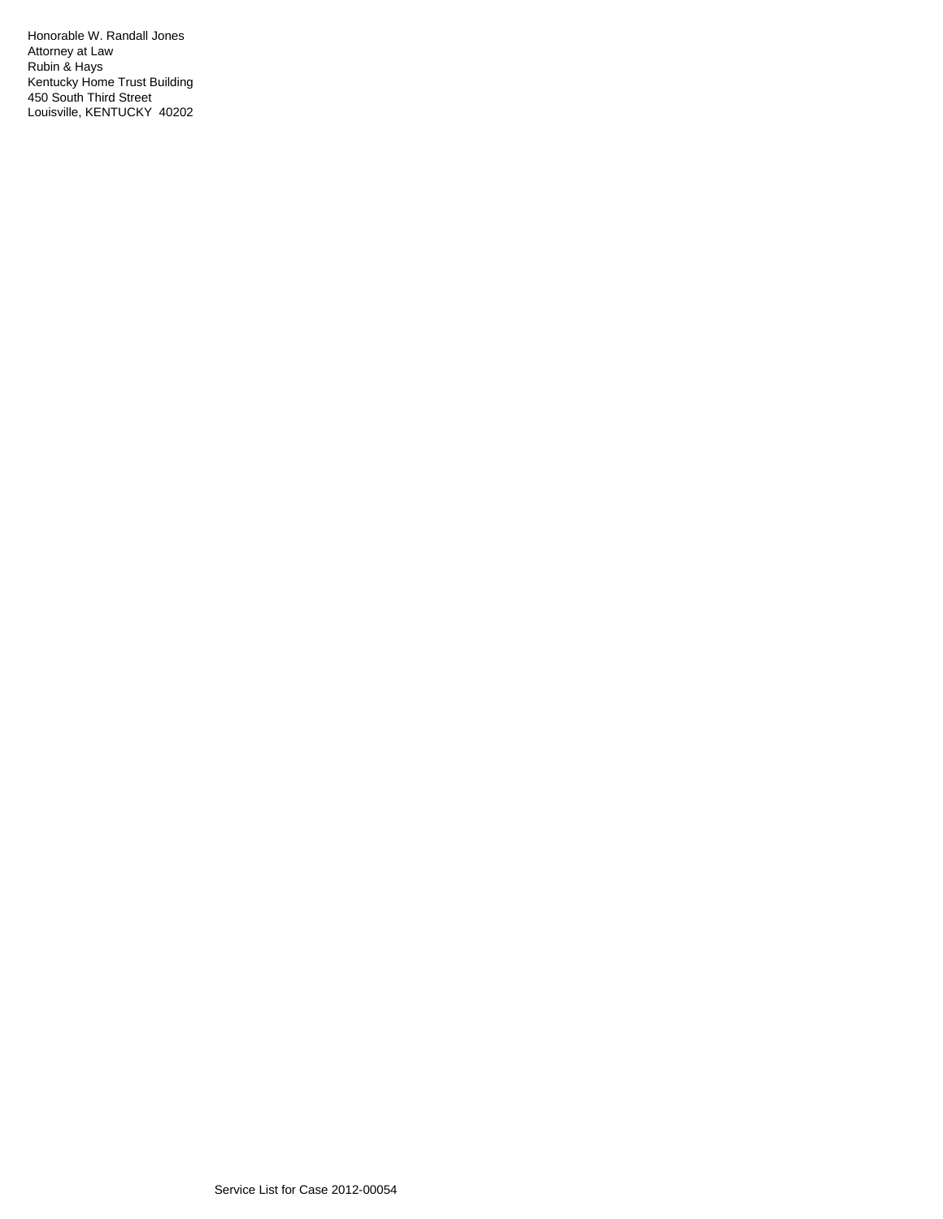Honorable W. Randall Jones
Attorney at Law
Rubin & Hays
Kentucky Home Trust Building
450 South Third Street
Louisville, KENTUCKY 40202